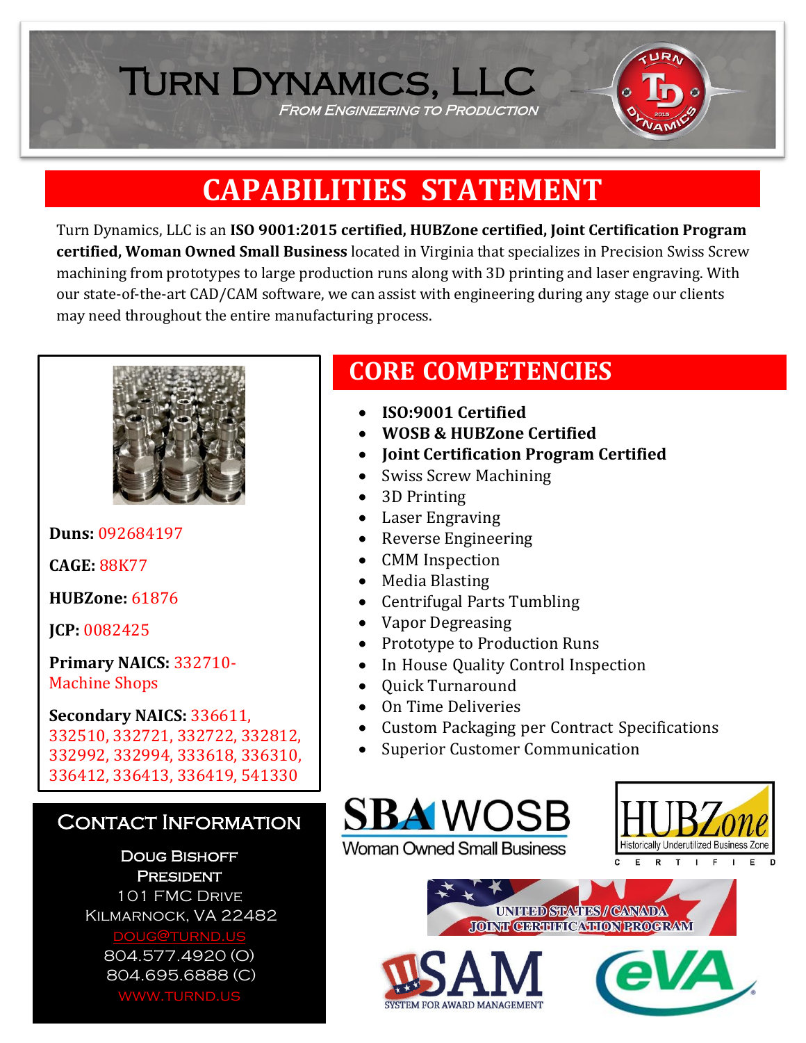# Turn Dynamics, LLC

*From Engineering to Production*

## CAPABILITIES STATEMENT

Turn Dynamics, LLC is an **ISO 9001:2015 certified, HUBZone certified, Joint Certification Program certified, Woman Owned Small Business** located in Virginia that specializes in Precision Swiss Screw machining from prototypes to large production runs along with 3D printing and laser engraving. With our state-of-the-art CAD/CAM software, we can assist with engineering during any stage our clients may need throughout the entire manufacturing process.

**Duns:** 092684197

**CAGE:** 88K77

**HUBZone:** 61876

**JCP:** 0082425

**Primary NAICS:** 332710-Machine Shops

**Secondary NAICS:** 336611, 332510, 332721, 332722, 332812, 332992, 332994, 333618, 336310, 336412, 336413, 336419, 541330

## CORE COMPETENCIES

- **ISO:9001 Certified**
- **WOSB & HUBZone Certified**
- **Joint Certification Program Certified**
- Swiss Screw Machining
- 3D Printing
- Laser Engraving
- Reverse Engineering
- CMM Inspection
- Media Blasting
- Centrifugal Parts Tumbling
- Vapor Degreasing
- Prototype to Production Runs
- In House Quality Control Inspection
- Quick Turnaround
- On Time Deliveries
- Custom Packaging per Contract Specifications
- Superior Customer Communication

## Contact Information

Doug Bishoff
President
101 FMC Drive
Kilmarnock, VA 22482
doug@turnd.us
804.577.4920 (O)
804.695.6888 (C)
www.turnd.us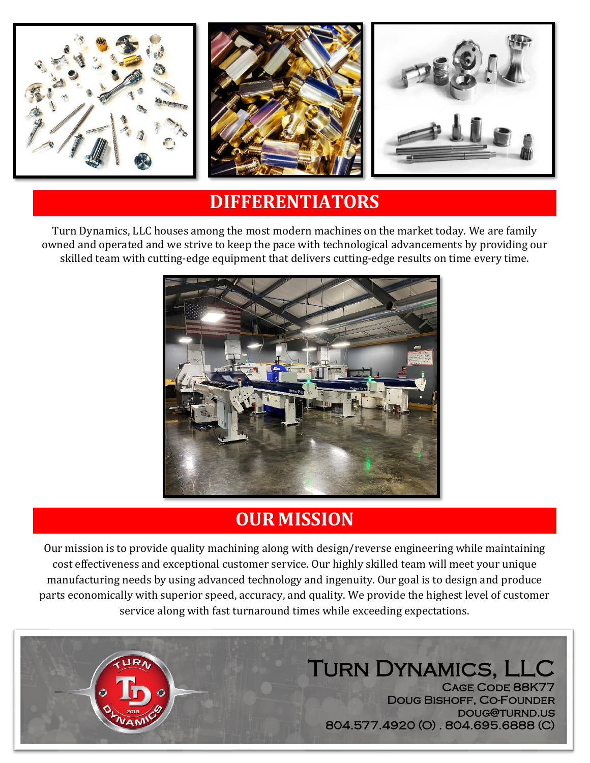## DIFFERENTIATORS

Turn Dynamics, LLC houses among the most modern machines on the market today. We are family owned and operated and we strive to keep the pace with technological advancements by providing our skilled team with cutting-edge equipment that delivers cutting-edge results on time every time.

## OUR MISSION

Our mission is to provide quality machining along with design/reverse engineering while maintaining cost effectiveness and exceptional customer service. Our highly skilled team will meet your unique manufacturing needs by using advanced technology and ingenuity. Our goal is to design and produce parts economically with superior speed, accuracy, and quality. We provide the highest level of customer service along with fast turnaround times while exceeding expectations.

**TURN DYNAMICS, LLC**

CAGE CODE 88K77

DOUG BISHOFF, CO-FOUNDER

DOUG@TURND.US

804.577.4920 (O) . 804.695.6888 (C)